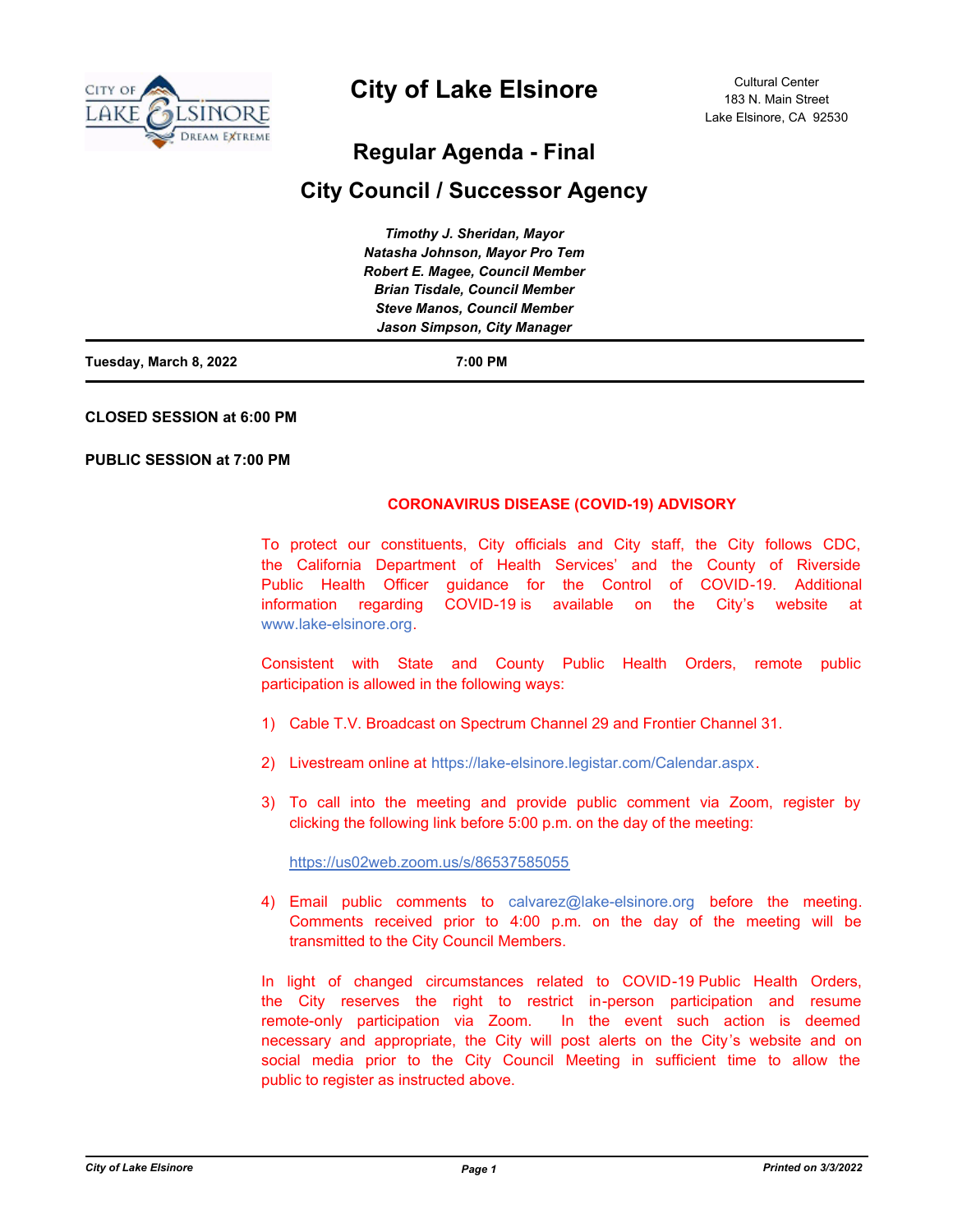# City of Lake Elsinore

Cultural Center
183 N. Main Street
Lake Elsinore, CA 92530

## Regular Agenda - Final

## City Council / Successor Agency

*Timothy J. Sheridan, Mayor*
*Natasha Johnson, Mayor Pro Tem*
*Robert E. Magee, Council Member*
*Brian Tisdale, Council Member*
*Steve Manos, Council Member*
*Jason Simpson, City Manager*

**Tuesday, March 8, 2022** **7:00 PM**

**CLOSED SESSION at 6:00 PM**

**PUBLIC SESSION at 7:00 PM**

**CORONAVIRUS DISEASE (COVID-19) ADVISORY**

To protect our constituents, City officials and City staff, the City follows CDC, the California Department of Health Services' and the County of Riverside Public Health Officer guidance for the Control of COVID-19. Additional information regarding COVID-19 is available on the City's website at www.lake-elsinore.org.

Consistent with State and County Public Health Orders, remote public participation is allowed in the following ways:

1) Cable T.V. Broadcast on Spectrum Channel 29 and Frontier Channel 31.

2) Livestream online at https://lake-elsinore.legistar.com/Calendar.aspx.

3) To call into the meeting and provide public comment via Zoom, register by clicking the following link before 5:00 p.m. on the day of the meeting:

   https://us02web.zoom.us/s/86537585055

4) Email public comments to calvarez@lake-elsinore.org before the meeting. Comments received prior to 4:00 p.m. on the day of the meeting will be transmitted to the City Council Members.

In light of changed circumstances related to COVID-19 Public Health Orders, the City reserves the right to restrict in-person participation and resume remote-only participation via Zoom. In the event such action is deemed necessary and appropriate, the City will post alerts on the City's website and on social media prior to the City Council Meeting in sufficient time to allow the public to register as instructed above.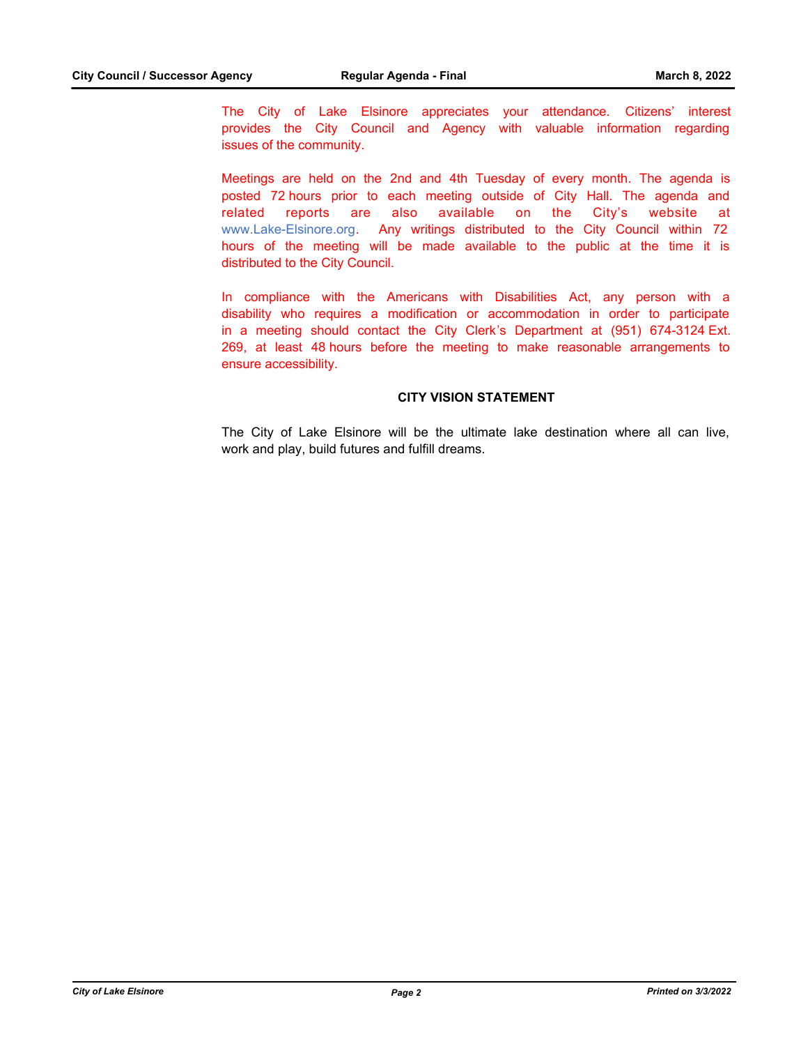The City of Lake Elsinore appreciates your attendance. Citizens' interest provides the City Council and Agency with valuable information regarding issues of the community.

Meetings are held on the 2nd and 4th Tuesday of every month. The agenda is posted 72 hours prior to each meeting outside of City Hall. The agenda and related reports are also available on the City's website at www.Lake-Elsinore.org. Any writings distributed to the City Council within 72 hours of the meeting will be made available to the public at the time it is distributed to the City Council.

In compliance with the Americans with Disabilities Act, any person with a disability who requires a modification or accommodation in order to participate in a meeting should contact the City Clerk's Department at (951) 674-3124 Ext. 269, at least 48 hours before the meeting to make reasonable arrangements to ensure accessibility.

**CITY VISION STATEMENT**

The City of Lake Elsinore will be the ultimate lake destination where all can live, work and play, build futures and fulfill dreams.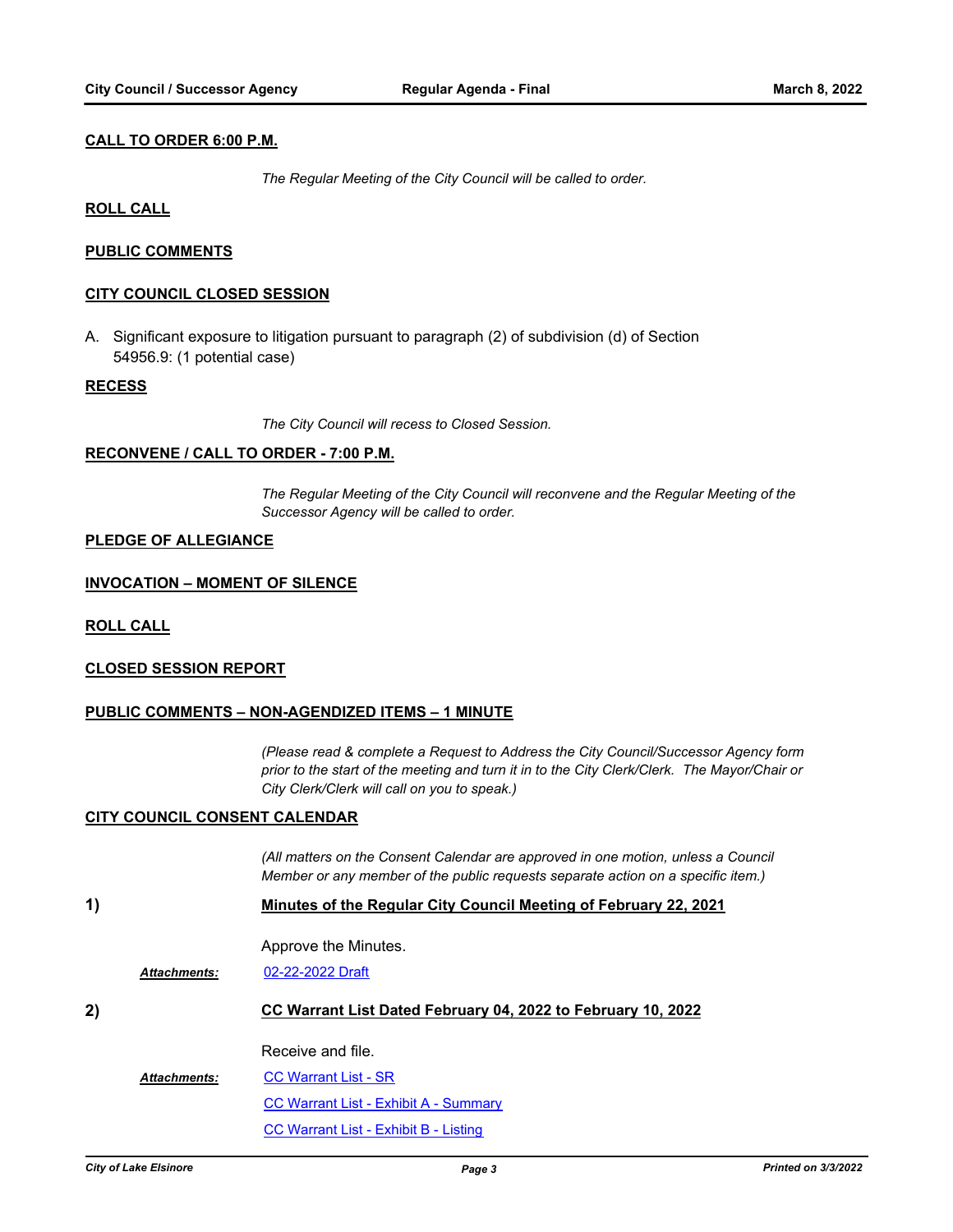## CALL TO ORDER 6:00 P.M.

*The Regular Meeting of the City Council will be called to order.*

## ROLL CALL

## PUBLIC COMMENTS

## CITY COUNCIL CLOSED SESSION

A. Significant exposure to litigation pursuant to paragraph (2) of subdivision (d) of Section 54956.9: (1 potential case)

## RECESS

*The City Council will recess to Closed Session.*

## RECONVENE / CALL TO ORDER - 7:00 P.M.

*The Regular Meeting of the City Council will reconvene and the Regular Meeting of the Successor Agency will be called to order.*

## PLEDGE OF ALLEGIANCE

## INVOCATION – MOMENT OF SILENCE

## ROLL CALL

## CLOSED SESSION REPORT

## PUBLIC COMMENTS – NON-AGENDIZED ITEMS – 1 MINUTE

*(Please read & complete a Request to Address the City Council/Successor Agency form prior to the start of the meeting and turn it in to the City Clerk/Clerk. The Mayor/Chair or City Clerk/Clerk will call on you to speak.)*

## CITY COUNCIL CONSENT CALENDAR

*(All matters on the Consent Calendar are approved in one motion, unless a Council Member or any member of the public requests separate action on a specific item.)*

**1)** **Minutes of the Regular City Council Meeting of February 22, 2021**

Approve the Minutes.

***Attachments:*** 02-22-2022 Draft

**2)** **CC Warrant List Dated February 04, 2022 to February 10, 2022**

Receive and file.

***Attachments:*** CC Warrant List - SR

CC Warrant List - Exhibit A - Summary

CC Warrant List - Exhibit B - Listing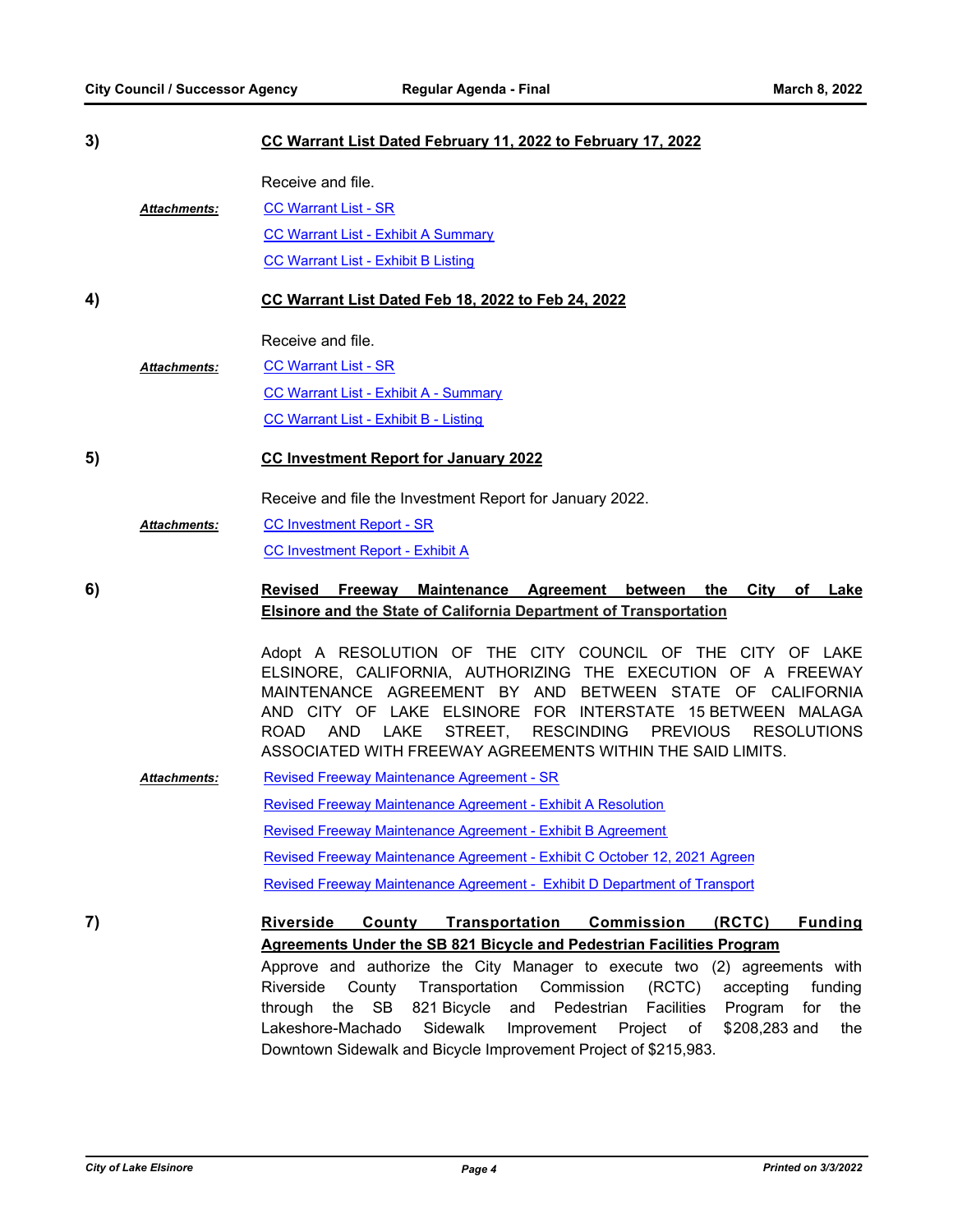**3)** **CC Warrant List Dated February 11, 2022 to February 17, 2022**

Receive and file.

***Attachments:*** CC Warrant List - SR
CC Warrant List - Exhibit A Summary
CC Warrant List - Exhibit B Listing

**4)** **CC Warrant List Dated Feb 18, 2022 to Feb 24, 2022**

Receive and file.

***Attachments:*** CC Warrant List - SR
CC Warrant List - Exhibit A - Summary
CC Warrant List - Exhibit B - Listing

**5)** **CC Investment Report for January 2022**

Receive and file the Investment Report for January 2022.

***Attachments:*** CC Investment Report - SR
CC Investment Report - Exhibit A

**6)** **Revised Freeway Maintenance Agreement between the City of Lake Elsinore and the State of California Department of Transportation**

Adopt A RESOLUTION OF THE CITY COUNCIL OF THE CITY OF LAKE ELSINORE, CALIFORNIA, AUTHORIZING THE EXECUTION OF A FREEWAY MAINTENANCE AGREEMENT BY AND BETWEEN STATE OF CALIFORNIA AND CITY OF LAKE ELSINORE FOR INTERSTATE 15 BETWEEN MALAGA ROAD AND LAKE STREET, RESCINDING PREVIOUS RESOLUTIONS ASSOCIATED WITH FREEWAY AGREEMENTS WITHIN THE SAID LIMITS.

***Attachments:*** Revised Freeway Maintenance Agreement - SR
Revised Freeway Maintenance Agreement - Exhibit A Resolution
Revised Freeway Maintenance Agreement - Exhibit B Agreement
Revised Freeway Maintenance Agreement - Exhibit C October 12, 2021 Agreen
Revised Freeway Maintenance Agreement - Exhibit D Department of Transport

**7)** **Riverside County Transportation Commission (RCTC) Funding Agreements Under the SB 821 Bicycle and Pedestrian Facilities Program**

Approve and authorize the City Manager to execute two (2) agreements with Riverside County Transportation Commission (RCTC) accepting funding through the SB 821 Bicycle and Pedestrian Facilities Program for the Lakeshore-Machado Sidewalk Improvement Project of $208,283 and the Downtown Sidewalk and Bicycle Improvement Project of $215,983.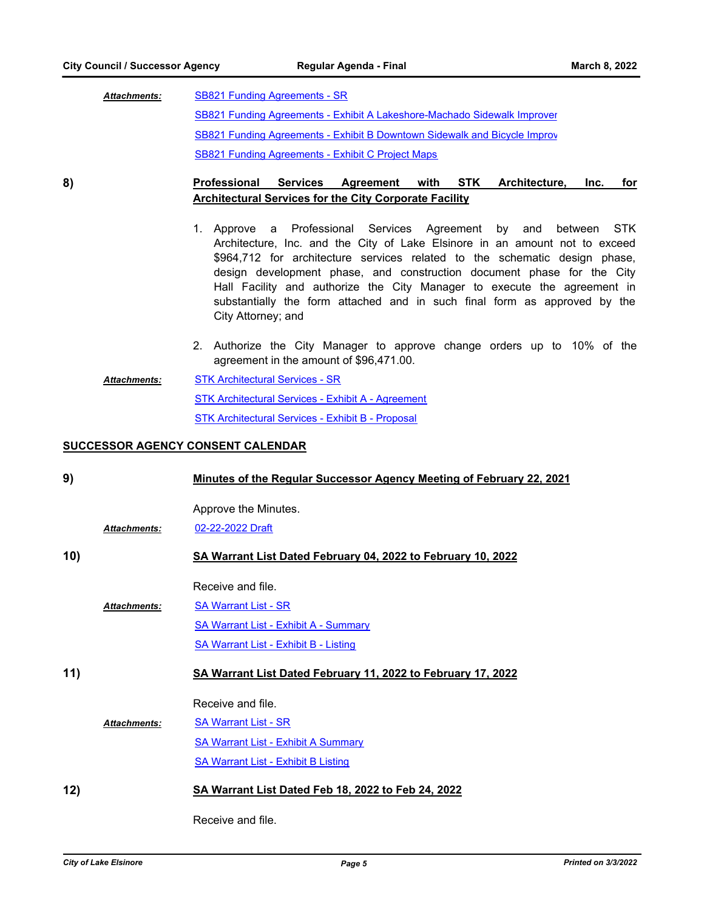*Attachments:*

- SB821 Funding Agreements - SR
- SB821 Funding Agreements - Exhibit A Lakeshore-Machado Sidewalk Improver
- SB821 Funding Agreements - Exhibit B Downtown Sidewalk and Bicycle Improv
- SB821 Funding Agreements - Exhibit C Project Maps

**8)** **Professional Services Agreement with STK Architecture, Inc. for Architectural Services for the City Corporate Facility**

1. Approve a Professional Services Agreement by and between STK Architecture, Inc. and the City of Lake Elsinore in an amount not to exceed $964,712 for architecture services related to the schematic design phase, design development phase, and construction document phase for the City Hall Facility and authorize the City Manager to execute the agreement in substantially the form attached and in such final form as approved by the City Attorney; and

2. Authorize the City Manager to approve change orders up to 10% of the agreement in the amount of $96,471.00.

*Attachments:*

- STK Architectural Services - SR
- STK Architectural Services - Exhibit A - Agreement
- STK Architectural Services - Exhibit B - Proposal

## SUCCESSOR AGENCY CONSENT CALENDAR

**9)** **Minutes of the Regular Successor Agency Meeting of February 22, 2021**

Approve the Minutes.

*Attachments:*

- 02-22-2022 Draft

**10)** **SA Warrant List Dated February 04, 2022 to February 10, 2022**

Receive and file.

*Attachments:*

- SA Warrant List - SR
- SA Warrant List - Exhibit A - Summary
- SA Warrant List - Exhibit B - Listing

**11)** **SA Warrant List Dated February 11, 2022 to February 17, 2022**

Receive and file.

*Attachments:*

- SA Warrant List - SR
- SA Warrant List - Exhibit A Summary
- SA Warrant List - Exhibit B Listing

**12)** **SA Warrant List Dated Feb 18, 2022 to Feb 24, 2022**

Receive and file.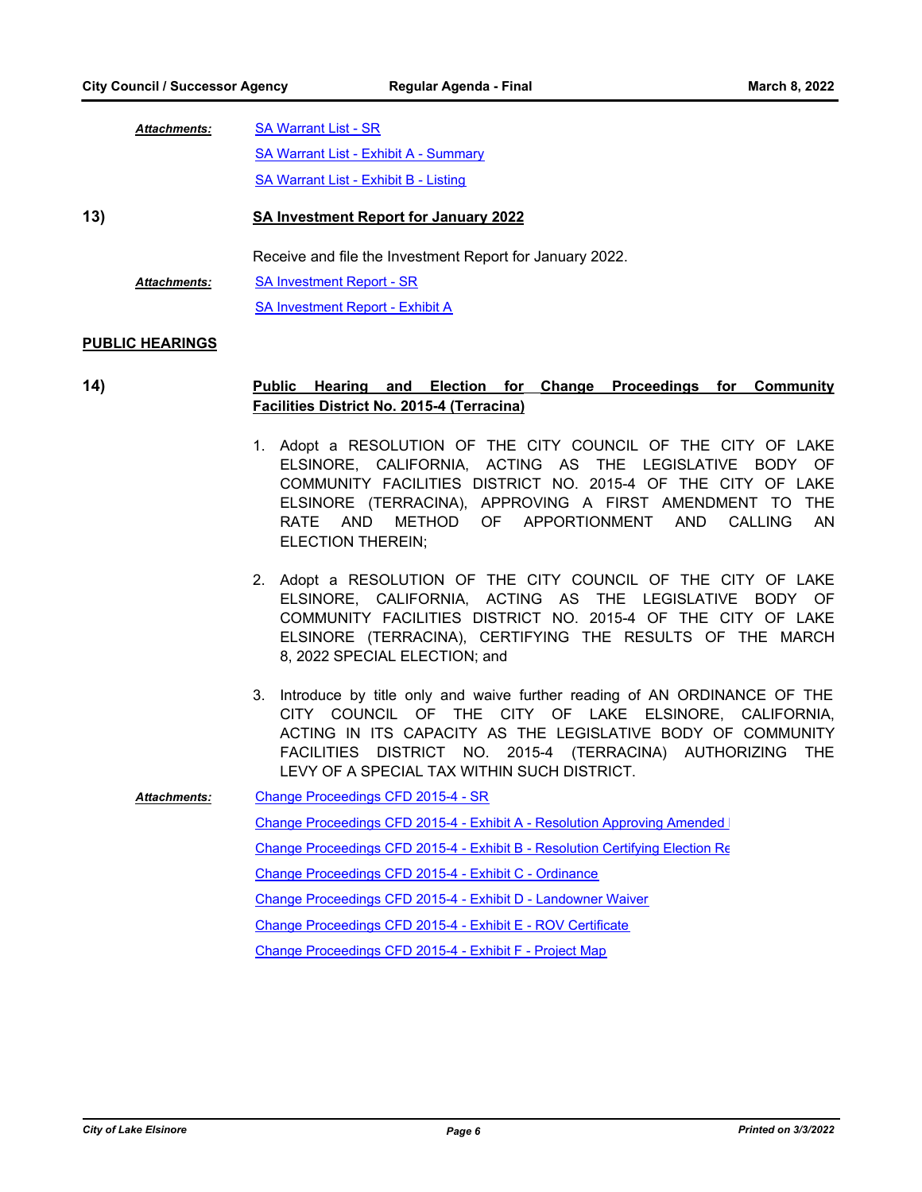***Attachments:*** SA Warrant List - SR

SA Warrant List - Exhibit A - Summary

SA Warrant List - Exhibit B - Listing

**13)** **SA Investment Report for January 2022**

Receive and file the Investment Report for January 2022.

***Attachments:*** SA Investment Report - SR

SA Investment Report - Exhibit A

## PUBLIC HEARINGS

**14)** **Public Hearing and Election for Change Proceedings for Community Facilities District No. 2015-4 (Terracina)**

1. Adopt a RESOLUTION OF THE CITY COUNCIL OF THE CITY OF LAKE ELSINORE, CALIFORNIA, ACTING AS THE LEGISLATIVE BODY OF COMMUNITY FACILITIES DISTRICT NO. 2015-4 OF THE CITY OF LAKE ELSINORE (TERRACINA), APPROVING A FIRST AMENDMENT TO THE RATE AND METHOD OF APPORTIONMENT AND CALLING AN ELECTION THEREIN;

2. Adopt a RESOLUTION OF THE CITY COUNCIL OF THE CITY OF LAKE ELSINORE, CALIFORNIA, ACTING AS THE LEGISLATIVE BODY OF COMMUNITY FACILITIES DISTRICT NO. 2015-4 OF THE CITY OF LAKE ELSINORE (TERRACINA), CERTIFYING THE RESULTS OF THE MARCH 8, 2022 SPECIAL ELECTION; and

3. Introduce by title only and waive further reading of AN ORDINANCE OF THE CITY COUNCIL OF THE CITY OF LAKE ELSINORE, CALIFORNIA, ACTING IN ITS CAPACITY AS THE LEGISLATIVE BODY OF COMMUNITY FACILITIES DISTRICT NO. 2015-4 (TERRACINA) AUTHORIZING THE LEVY OF A SPECIAL TAX WITHIN SUCH DISTRICT.

***Attachments:*** Change Proceedings CFD 2015-4 - SR

Change Proceedings CFD 2015-4 - Exhibit A - Resolution Approving Amended

Change Proceedings CFD 2015-4 - Exhibit B - Resolution Certifying Election Re

Change Proceedings CFD 2015-4 - Exhibit C - Ordinance

Change Proceedings CFD 2015-4 - Exhibit D - Landowner Waiver

Change Proceedings CFD 2015-4 - Exhibit E - ROV Certificate

Change Proceedings CFD 2015-4 - Exhibit F - Project Map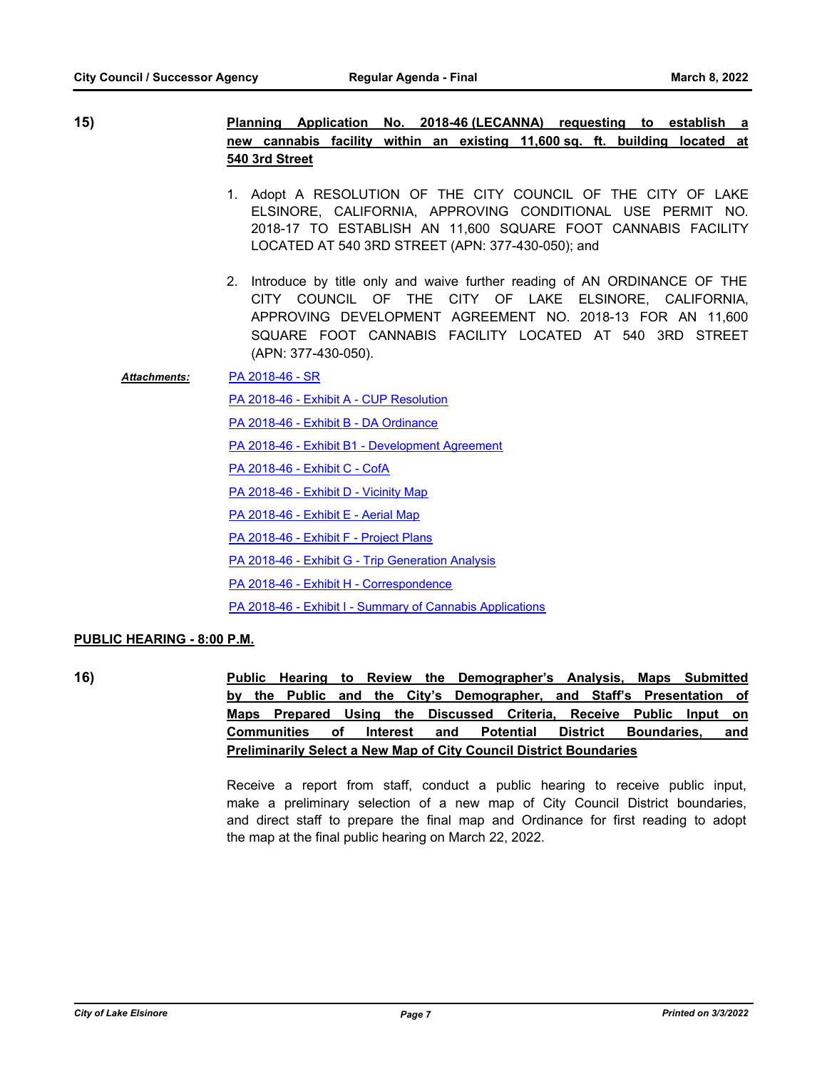**15)** **Planning Application No. 2018-46 (LECANNA) requesting to establish a new cannabis facility within an existing 11,600 sq. ft. building located at 540 3rd Street**

1. Adopt A RESOLUTION OF THE CITY COUNCIL OF THE CITY OF LAKE ELSINORE, CALIFORNIA, APPROVING CONDITIONAL USE PERMIT NO. 2018-17 TO ESTABLISH AN 11,600 SQUARE FOOT CANNABIS FACILITY LOCATED AT 540 3RD STREET (APN: 377-430-050); and

2. Introduce by title only and waive further reading of AN ORDINANCE OF THE CITY COUNCIL OF THE CITY OF LAKE ELSINORE, CALIFORNIA, APPROVING DEVELOPMENT AGREEMENT NO. 2018-13 FOR AN 11,600 SQUARE FOOT CANNABIS FACILITY LOCATED AT 540 3RD STREET (APN: 377-430-050).

***Attachments:***

- PA 2018-46 - SR
- PA 2018-46 - Exhibit A - CUP Resolution
- PA 2018-46 - Exhibit B - DA Ordinance
- PA 2018-46 - Exhibit B1 - Development Agreement
- PA 2018-46 - Exhibit C - CofA
- PA 2018-46 - Exhibit D - Vicinity Map
- PA 2018-46 - Exhibit E - Aerial Map
- PA 2018-46 - Exhibit F - Project Plans
- PA 2018-46 - Exhibit G - Trip Generation Analysis
- PA 2018-46 - Exhibit H - Correspondence
- PA 2018-46 - Exhibit I - Summary of Cannabis Applications

## PUBLIC HEARING - 8:00 P.M.

**16)** **Public Hearing to Review the Demographer's Analysis, Maps Submitted by the Public and the City's Demographer, and Staff's Presentation of Maps Prepared Using the Discussed Criteria, Receive Public Input on Communities of Interest and Potential District Boundaries, and Preliminarily Select a New Map of City Council District Boundaries**

Receive a report from staff, conduct a public hearing to receive public input, make a preliminary selection of a new map of City Council District boundaries, and direct staff to prepare the final map and Ordinance for first reading to adopt the map at the final public hearing on March 22, 2022.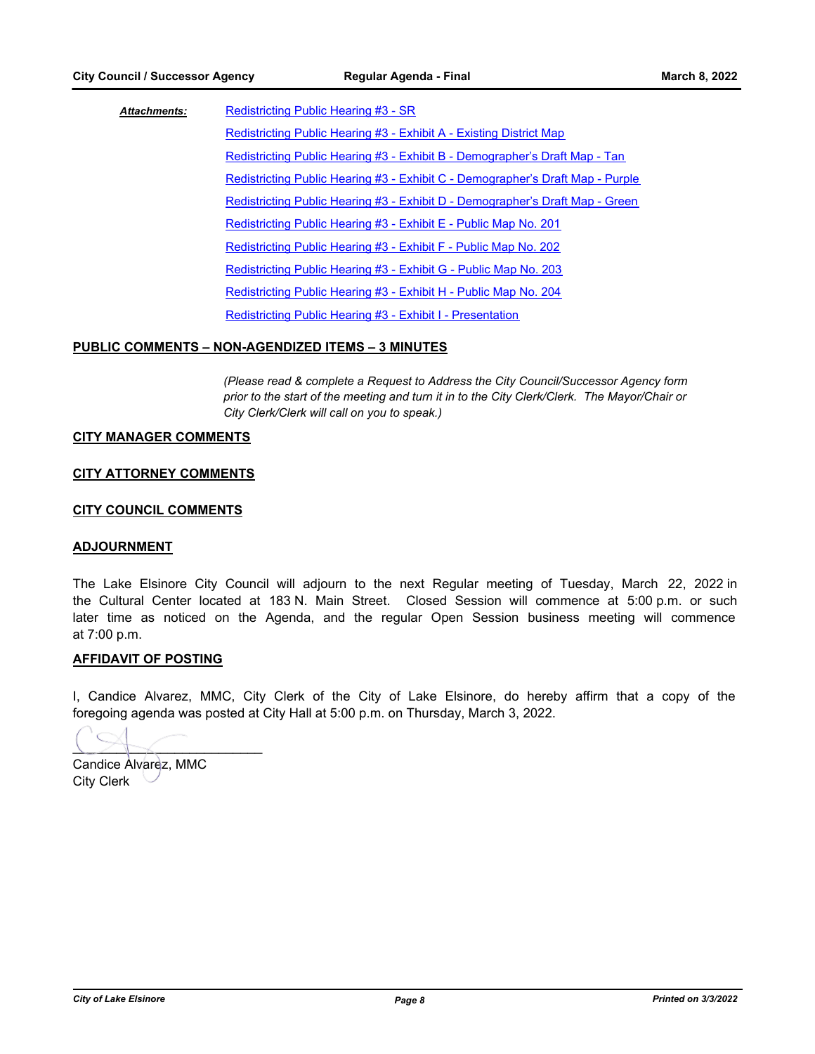***Attachments:***

Redistricting Public Hearing #3 - SR
Redistricting Public Hearing #3 - Exhibit A - Existing District Map
Redistricting Public Hearing #3 - Exhibit B - Demographer's Draft Map - Tan
Redistricting Public Hearing #3 - Exhibit C - Demographer's Draft Map - Purple
Redistricting Public Hearing #3 - Exhibit D - Demographer's Draft Map - Green
Redistricting Public Hearing #3 - Exhibit E - Public Map No. 201
Redistricting Public Hearing #3 - Exhibit F - Public Map No. 202
Redistricting Public Hearing #3 - Exhibit G - Public Map No. 203
Redistricting Public Hearing #3 - Exhibit H - Public Map No. 204
Redistricting Public Hearing #3 - Exhibit I - Presentation

## PUBLIC COMMENTS – NON-AGENDIZED ITEMS – 3 MINUTES

*(Please read & complete a Request to Address the City Council/Successor Agency form prior to the start of the meeting and turn it in to the City Clerk/Clerk. The Mayor/Chair or City Clerk/Clerk will call on you to speak.)*

## CITY MANAGER COMMENTS

## CITY ATTORNEY COMMENTS

## CITY COUNCIL COMMENTS

## ADJOURNMENT

The Lake Elsinore City Council will adjourn to the next Regular meeting of Tuesday, March 22, 2022 in the Cultural Center located at 183 N. Main Street. Closed Session will commence at 5:00 p.m. or such later time as noticed on the Agenda, and the regular Open Session business meeting will commence at 7:00 p.m.

## AFFIDAVIT OF POSTING

I, Candice Alvarez, MMC, City Clerk of the City of Lake Elsinore, do hereby affirm that a copy of the foregoing agenda was posted at City Hall at 5:00 p.m. on Thursday, March 3, 2022.

\_\_\_\_\_\_\_\_\_\_\_\_\_\_\_\_\_\_\_\_\_\_\_\_\_\_
Candice Alvarez, MMC
City Clerk